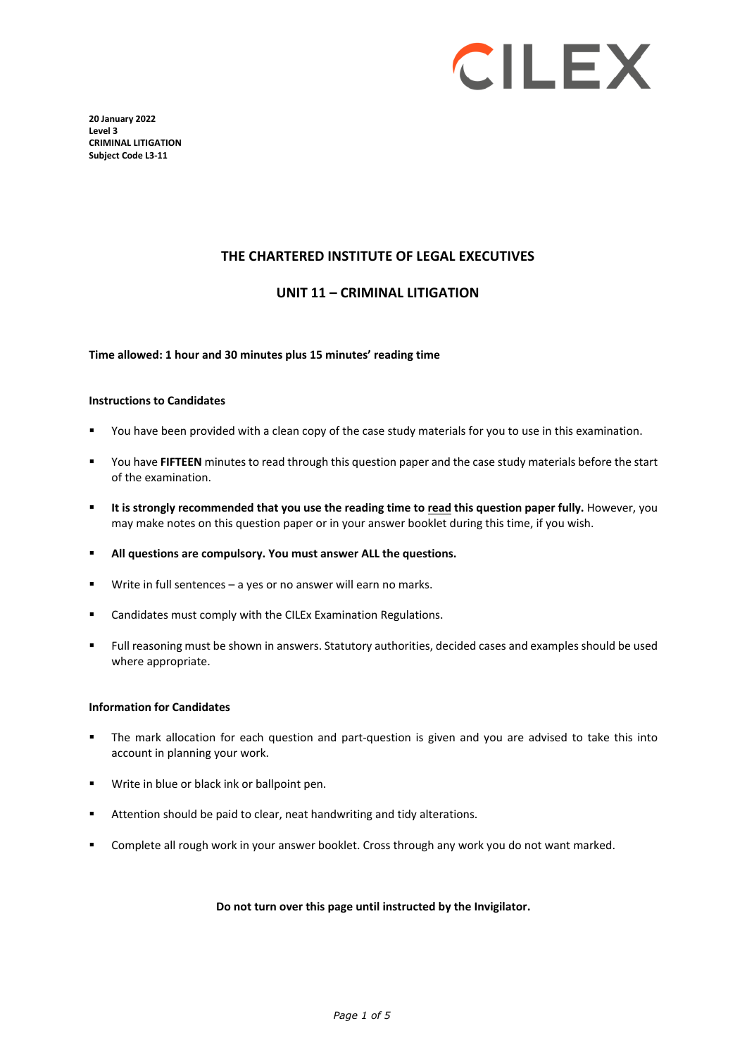CILEX

**20 January 2022**
**Level 3**
**CRIMINAL LITIGATION**
**Subject Code L3-11**

## THE CHARTERED INSTITUTE OF LEGAL EXECUTIVES

## UNIT 11 – CRIMINAL LITIGATION

**Time allowed: 1 hour and 30 minutes plus 15 minutes' reading time**

**Instructions to Candidates**

- You have been provided with a clean copy of the case study materials for you to use in this examination.
- You have **FIFTEEN** minutes to read through this question paper and the case study materials before the start of the examination.
- **It is strongly recommended that you use the reading time to read this question paper fully.** However, you may make notes on this question paper or in your answer booklet during this time, if you wish.
- **All questions are compulsory. You must answer ALL the questions.**
- Write in full sentences – a yes or no answer will earn no marks.
- Candidates must comply with the CILEx Examination Regulations.
- Full reasoning must be shown in answers. Statutory authorities, decided cases and examples should be used where appropriate.

**Information for Candidates**

- The mark allocation for each question and part-question is given and you are advised to take this into account in planning your work.
- Write in blue or black ink or ballpoint pen.
- Attention should be paid to clear, neat handwriting and tidy alterations.
- Complete all rough work in your answer booklet. Cross through any work you do not want marked.

**Do not turn over this page until instructed by the Invigilator.**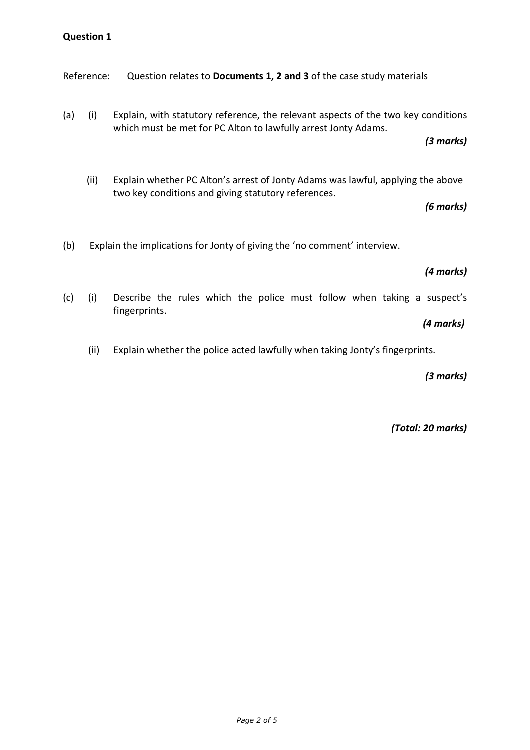**Question 1**

Reference: Question relates to **Documents 1, 2 and 3** of the case study materials

(a) (i) Explain, with statutory reference, the relevant aspects of the two key conditions which must be met for PC Alton to lawfully arrest Jonty Adams.

*(3 marks)*

(ii) Explain whether PC Alton's arrest of Jonty Adams was lawful, applying the above two key conditions and giving statutory references.

*(6 marks)*

(b) Explain the implications for Jonty of giving the 'no comment' interview.

*(4 marks)*

(c) (i) Describe the rules which the police must follow when taking a suspect's fingerprints.

*(4 marks)*

(ii) Explain whether the police acted lawfully when taking Jonty's fingerprints.

*(3 marks)*

*(Total: 20 marks)*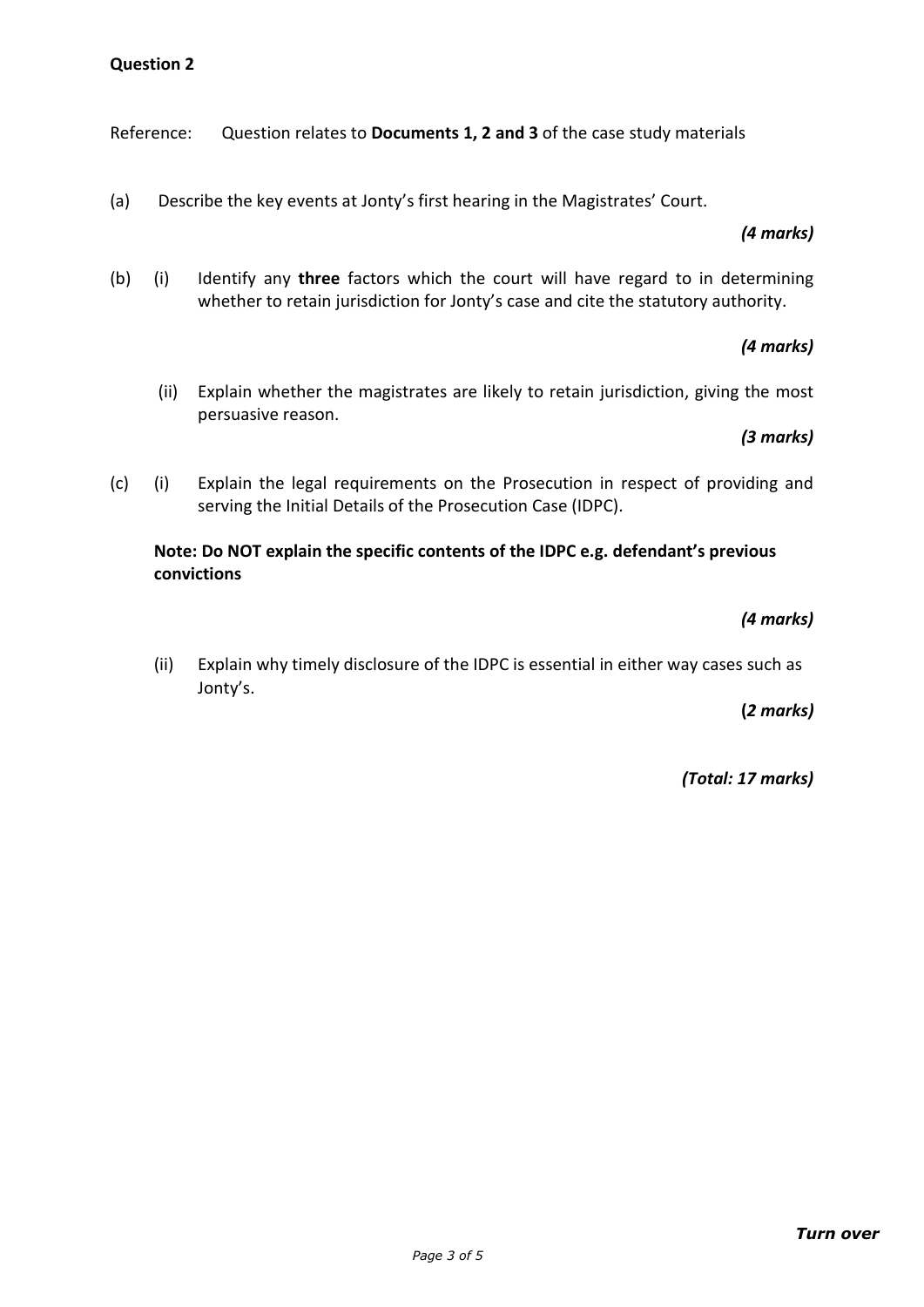**Question 2**

Reference: Question relates to **Documents 1, 2 and 3** of the case study materials

(a) Describe the key events at Jonty's first hearing in the Magistrates' Court.

*(4 marks)*

(b) (i) Identify any **three** factors which the court will have regard to in determining whether to retain jurisdiction for Jonty's case and cite the statutory authority.

*(4 marks)*

(ii) Explain whether the magistrates are likely to retain jurisdiction, giving the most persuasive reason.

*(3 marks)*

(c) (i) Explain the legal requirements on the Prosecution in respect of providing and serving the Initial Details of the Prosecution Case (IDPC).

**Note: Do NOT explain the specific contents of the IDPC e.g. defendant's previous convictions**

*(4 marks)*

(ii) Explain why timely disclosure of the IDPC is essential in either way cases such as Jonty's.

*(2 marks)*

*(Total: 17 marks)*

***Turn over***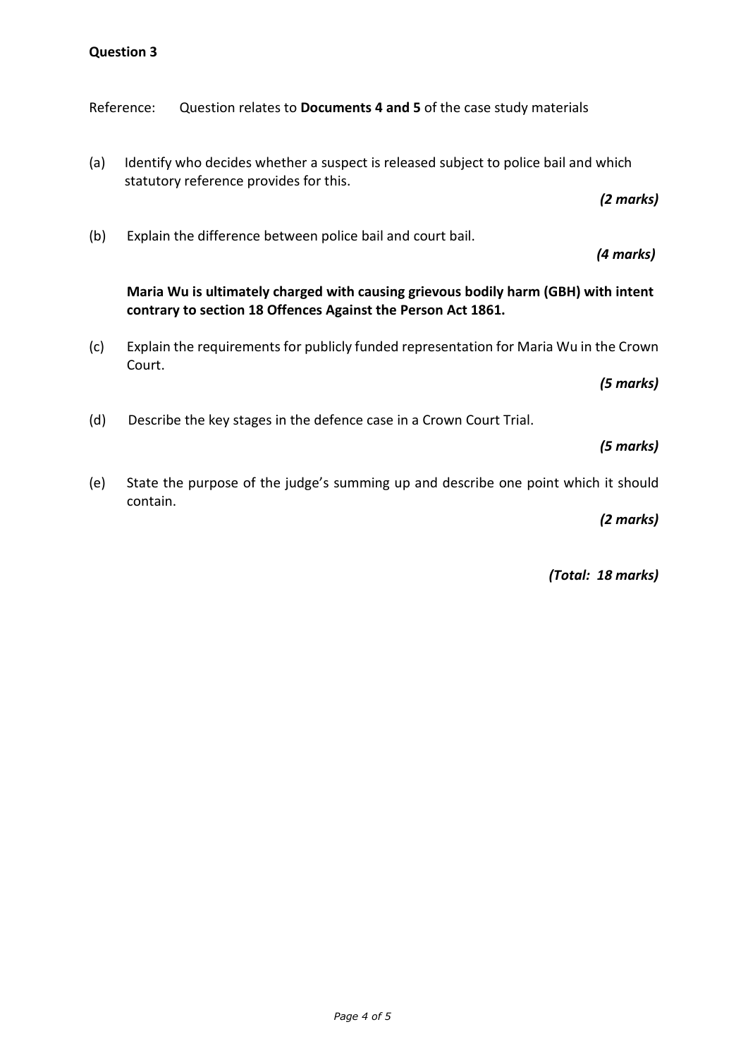**Question 3**

Reference: Question relates to **Documents 4 and 5** of the case study materials

(a) Identify who decides whether a suspect is released subject to police bail and which statutory reference provides for this.

*(2 marks)*

(b) Explain the difference between police bail and court bail.

*(4 marks)*

**Maria Wu is ultimately charged with causing grievous bodily harm (GBH) with intent contrary to section 18 Offences Against the Person Act 1861.**

(c) Explain the requirements for publicly funded representation for Maria Wu in the Crown Court.

*(5 marks)*

(d) Describe the key stages in the defence case in a Crown Court Trial.

*(5 marks)*

(e) State the purpose of the judge's summing up and describe one point which it should contain.

*(2 marks)*

*(Total: 18 marks)*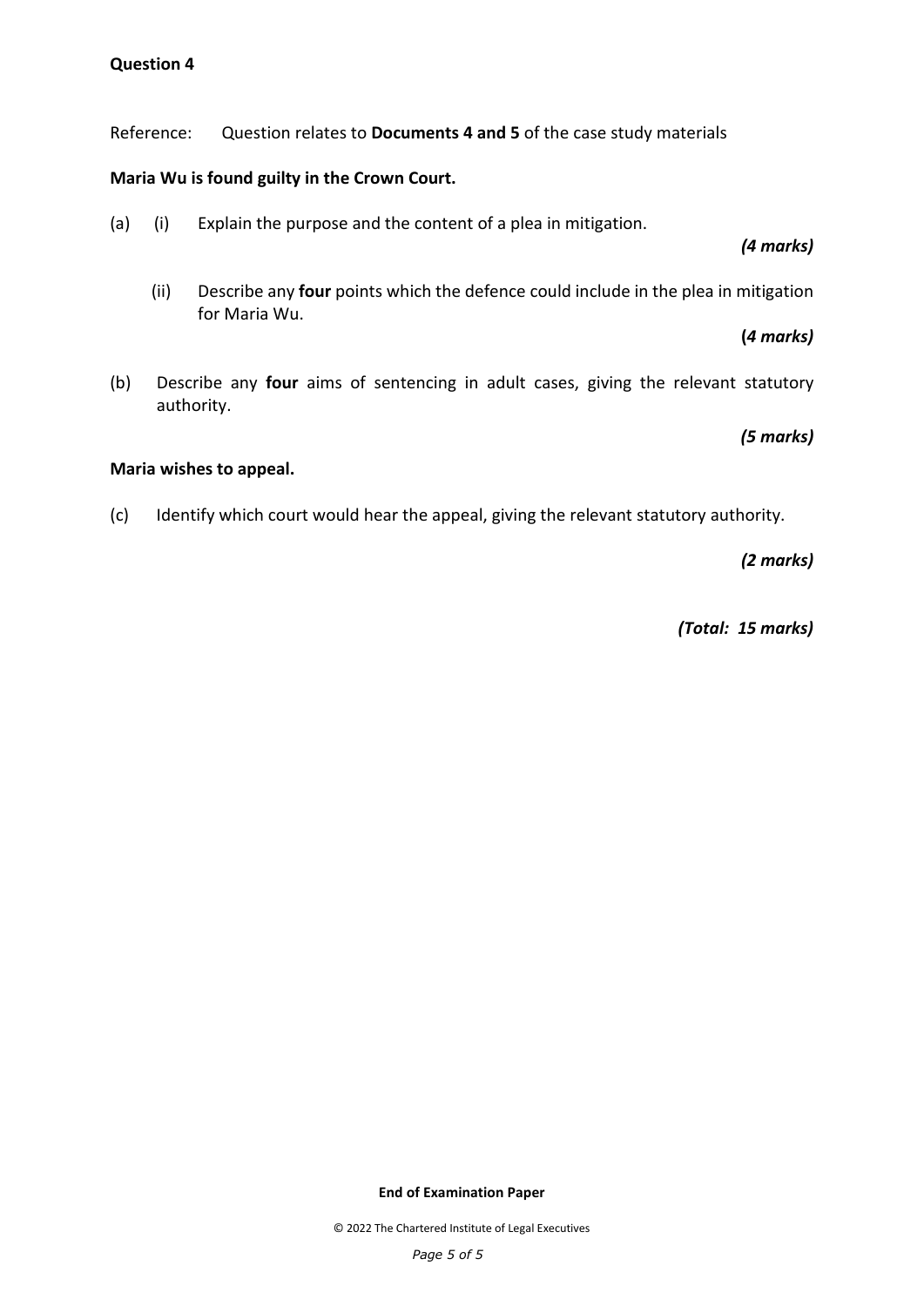**Question 4**

Reference: Question relates to **Documents 4 and 5** of the case study materials

**Maria Wu is found guilty in the Crown Court.**

(a) (i) Explain the purpose and the content of a plea in mitigation.

*(4 marks)*

(ii) Describe any **four** points which the defence could include in the plea in mitigation for Maria Wu.

**(***4 marks)*

(b) Describe any **four** aims of sentencing in adult cases, giving the relevant statutory authority.

*(5 marks)*

**Maria wishes to appeal.**

(c) Identify which court would hear the appeal, giving the relevant statutory authority.

*(2 marks)*

*(Total: 15 marks)*

**End of Examination Paper**

© 2022 The Chartered Institute of Legal Executives